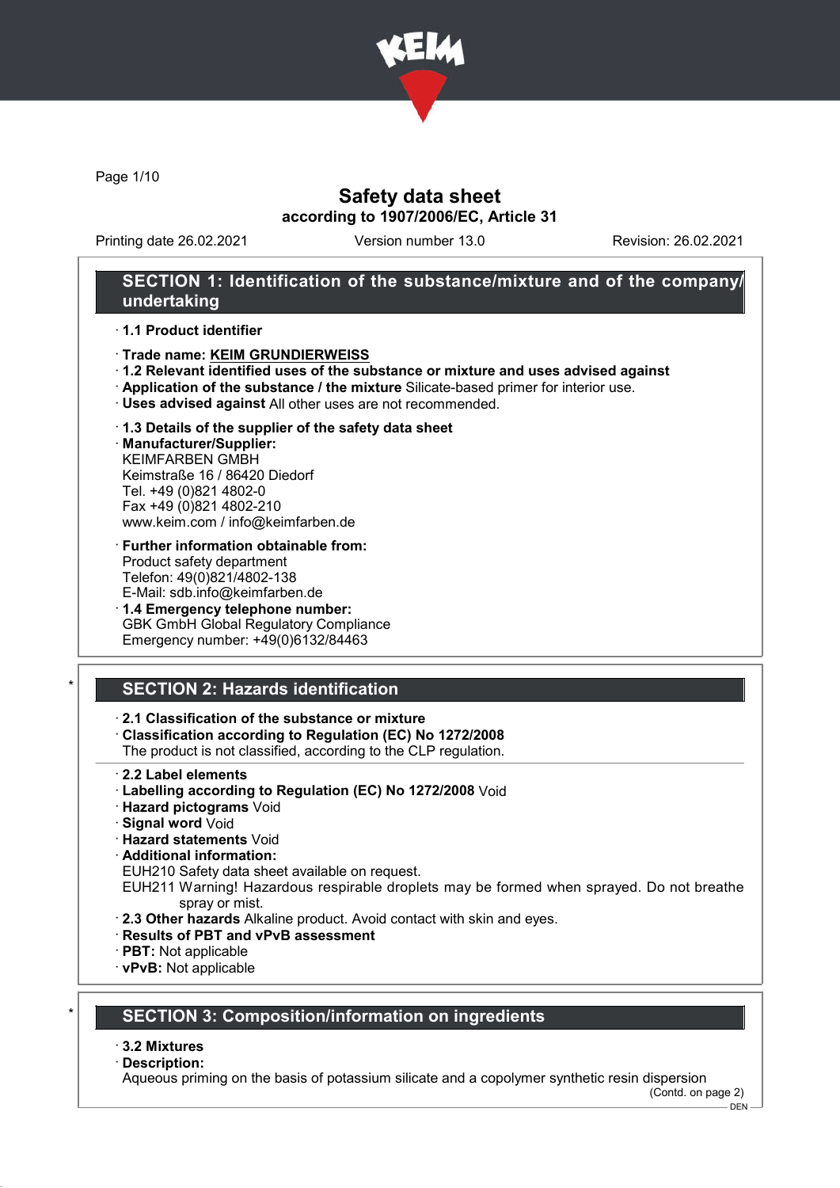# Safety data sheet

**according to 1907/2006/EC, Article 31**

Printing date 26.02.2021 | Version number 13.0 | Revision: 26.02.2021

## SECTION 1: Identification of the substance/mixture and of the company/undertaking

· **1.1 Product identifier**

· **Trade name: KEIM GRUNDIERWEISS**
· **1.2 Relevant identified uses of the substance or mixture and uses advised against**
· **Application of the substance / the mixture** Silicate-based primer for interior use.
· **Uses advised against** All other uses are not recommended.

· **1.3 Details of the supplier of the safety data sheet**
· **Manufacturer/Supplier:**
KEIMFARBEN GMBH
Keimstraße 16 / 86420 Diedorf
Tel. +49 (0)821 4802-0
Fax +49 (0)821 4802-210
www.keim.com / info@keimfarben.de

· **Further information obtainable from:**
Product safety department
Telefon: 49(0)821/4802-138
E-Mail: sdb.info@keimfarben.de
· **1.4 Emergency telephone number:**
GBK GmbH Global Regulatory Compliance
Emergency number: +49(0)6132/84463

## * SECTION 2: Hazards identification

· **2.1 Classification of the substance or mixture**
· **Classification according to Regulation (EC) No 1272/2008**
The product is not classified, according to the CLP regulation.

· **2.2 Label elements**
· **Labelling according to Regulation (EC) No 1272/2008** Void
· **Hazard pictograms** Void
· **Signal word** Void
· **Hazard statements** Void
· **Additional information:**
EUH210 Safety data sheet available on request.
EUH211 Warning! Hazardous respirable droplets may be formed when sprayed. Do not breathe spray or mist.
· **2.3 Other hazards** Alkaline product. Avoid contact with skin and eyes.
· **Results of PBT and vPvB assessment**
· **PBT:** Not applicable
· **vPvB:** Not applicable

## * SECTION 3: Composition/information on ingredients

· **3.2 Mixtures**
· **Description:**
Aqueous priming on the basis of potassium silicate and a copolymer synthetic resin dispersion

(Contd. on page 2)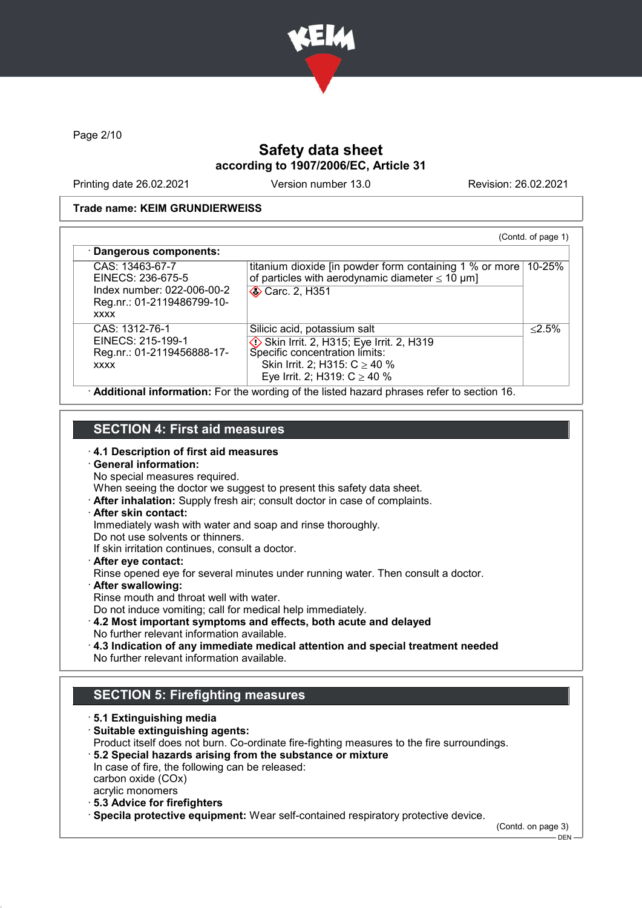Page 2/10

# Safety data sheet
## according to 1907/2006/EC, Article 31

Printing date 26.02.2021 | Version number 13.0 | Revision: 26.02.2021

**Trade name: KEIM GRUNDIERWEISS**

(Contd. of page 1)

· **Dangerous components:**

| | | |
|---|---|---|
| CAS: 13463-67-7<br>EINECS: 236-675-5<br>Index number: 022-006-00-2<br>Reg.nr.: 01-2119486799-10-xxxx | titanium dioxide [in powder form containing 1 % or more of particles with aerodynamic diameter ≤ 10 μm]<br>Carc. 2, H351 | 10-25% |
| CAS: 1312-76-1<br>EINECS: 215-199-1<br>Reg.nr.: 01-2119456888-17-xxxx | Silicic acid, potassium salt<br>Skin Irrit. 2, H315; Eye Irrit. 2, H319<br>Specific concentration limits:<br>Skin Irrit. 2; H315: C ≥ 40 %<br>Eye Irrit. 2; H319: C ≥ 40 % | ≤2.5% |

· **Additional information:** For the wording of the listed hazard phrases refer to section 16.

## SECTION 4: First aid measures

· **4.1 Description of first aid measures**
· **General information:**
No special measures required.
When seeing the doctor we suggest to present this safety data sheet.
· **After inhalation:** Supply fresh air; consult doctor in case of complaints.
· **After skin contact:**
Immediately wash with water and soap and rinse thoroughly.
Do not use solvents or thinners.
If skin irritation continues, consult a doctor.
· **After eye contact:**
Rinse opened eye for several minutes under running water. Then consult a doctor.
· **After swallowing:**
Rinse mouth and throat well with water.
Do not induce vomiting; call for medical help immediately.
· **4.2 Most important symptoms and effects, both acute and delayed**
No further relevant information available.
· **4.3 Indication of any immediate medical attention and special treatment needed**
No further relevant information available.

## SECTION 5: Firefighting measures

· **5.1 Extinguishing media**
· **Suitable extinguishing agents:**
Product itself does not burn. Co-ordinate fire-fighting measures to the fire surroundings.
· **5.2 Special hazards arising from the substance or mixture**
In case of fire, the following can be released:
carbon oxide (COx)
acrylic monomers
· **5.3 Advice for firefighters**
· **Specila protective equipment:** Wear self-contained respiratory protective device.

(Contd. on page 3)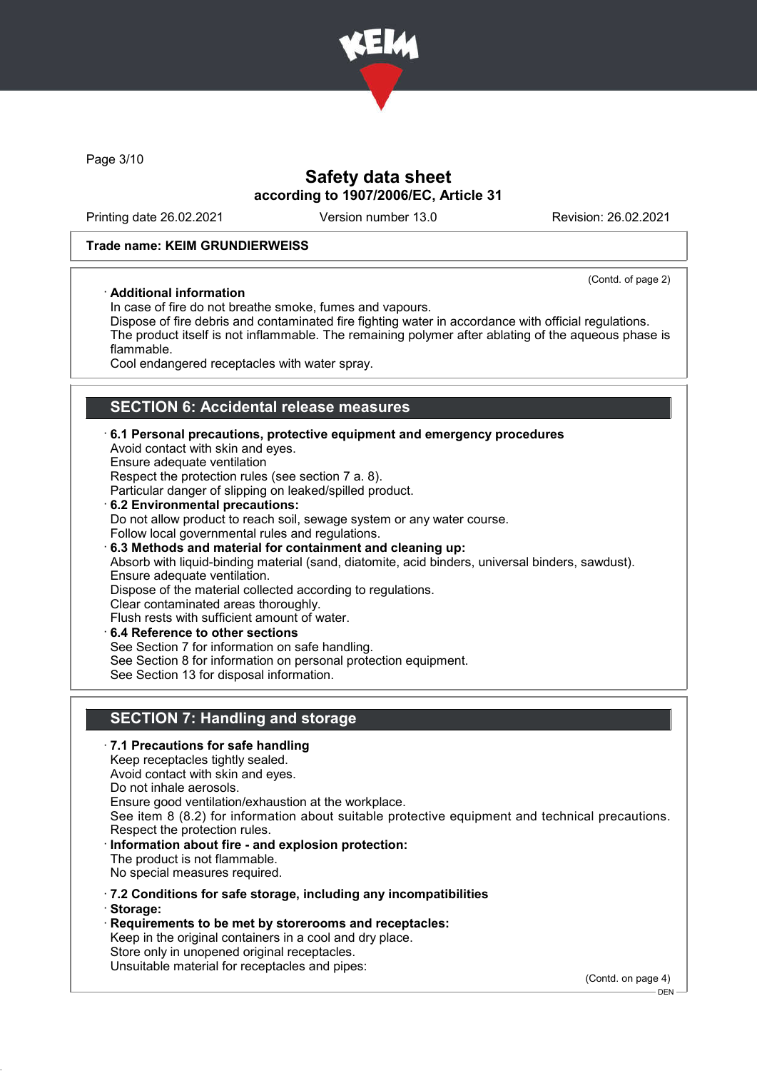# Safety data sheet
## according to 1907/2006/EC, Article 31

Printing date 26.02.2021 Version number 13.0 Revision: 26.02.2021

**Trade name: KEIM GRUNDIERWEISS**

(Contd. of page 2)

· **Additional information**
In case of fire do not breathe smoke, fumes and vapours.
Dispose of fire debris and contaminated fire fighting water in accordance with official regulations.
The product itself is not inflammable. The remaining polymer after ablating of the aqueous phase is flammable.
Cool endangered receptacles with water spray.

## SECTION 6: Accidental release measures

· **6.1 Personal precautions, protective equipment and emergency procedures**
Avoid contact with skin and eyes.
Ensure adequate ventilation
Respect the protection rules (see section 7 a. 8).
Particular danger of slipping on leaked/spilled product.

· **6.2 Environmental precautions:**
Do not allow product to reach soil, sewage system or any water course.
Follow local governmental rules and regulations.

· **6.3 Methods and material for containment and cleaning up:**
Absorb with liquid-binding material (sand, diatomite, acid binders, universal binders, sawdust).
Ensure adequate ventilation.
Dispose of the material collected according to regulations.
Clear contaminated areas thoroughly.
Flush rests with sufficient amount of water.

· **6.4 Reference to other sections**
See Section 7 for information on safe handling.
See Section 8 for information on personal protection equipment.
See Section 13 for disposal information.

## SECTION 7: Handling and storage

· **7.1 Precautions for safe handling**
Keep receptacles tightly sealed.
Avoid contact with skin and eyes.
Do not inhale aerosols.
Ensure good ventilation/exhaustion at the workplace.
See item 8 (8.2) for information about suitable protective equipment and technical precautions.
Respect the protection rules.

· **Information about fire - and explosion protection:**
The product is not flammable.
No special measures required.

· **7.2 Conditions for safe storage, including any incompatibilities**

· **Storage:**

· **Requirements to be met by storerooms and receptacles:**
Keep in the original containers in a cool and dry place.
Store only in unopened original receptacles.
Unsuitable material for receptacles and pipes:

(Contd. on page 4)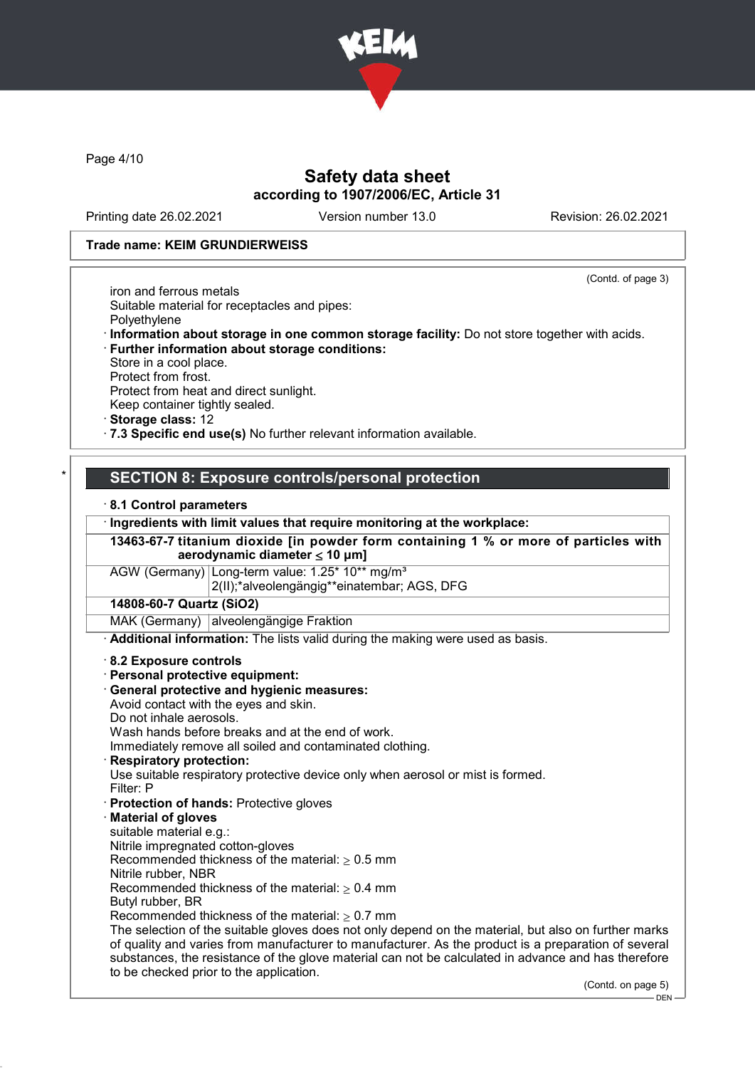Trade name: KEIM GRUNDIERWEISS

(Contd. of page 3)

iron and ferrous metals
Suitable material for receptacles and pipes:
Polyethylene

· **Information about storage in one common storage facility:** Do not store together with acids.
· **Further information about storage conditions:**
Store in a cool place.
Protect from frost.
Protect from heat and direct sunlight.
Keep container tightly sealed.
· **Storage class:** 12
· **7.3 Specific end use(s)** No further relevant information available.

## SECTION 8: Exposure controls/personal protection

· **8.1 Control parameters**

| · Ingredients with limit values that require monitoring at the workplace: | |
|---|---|
| **13463-67-7 titanium dioxide [in powder form containing 1 % or more of particles with aerodynamic diameter ≤ 10 μm]** | |
| AGW (Germany) | Long-term value: 1.25* 10** mg/m³ 2(II);*alveolengängig**einatembar; AGS, DFG |
| **14808-60-7 Quartz ($SiO_2$)** | |
| MAK (Germany) | alveolengängige Fraktion |

· **Additional information:** The lists valid during the making were used as basis.

· **8.2 Exposure controls**
· **Personal protective equipment:**
· **General protective and hygienic measures:**
Avoid contact with the eyes and skin.
Do not inhale aerosols.
Wash hands before breaks and at the end of work.
Immediately remove all soiled and contaminated clothing.
· **Respiratory protection:**
Use suitable respiratory protective device only when aerosol or mist is formed.
Filter: P
· **Protection of hands:** Protective gloves
· **Material of gloves**
suitable material e.g.:
Nitrile impregnated cotton-gloves
Recommended thickness of the material: ≥ 0.5 mm
Nitrile rubber, NBR
Recommended thickness of the material: ≥ 0.4 mm
Butyl rubber, BR
Recommended thickness of the material: ≥ 0.7 mm
The selection of the suitable gloves does not only depend on the material, but also on further marks of quality and varies from manufacturer to manufacturer. As the product is a preparation of several substances, the resistance of the glove material can not be calculated in advance and has therefore to be checked prior to the application.

(Contd. on page 5)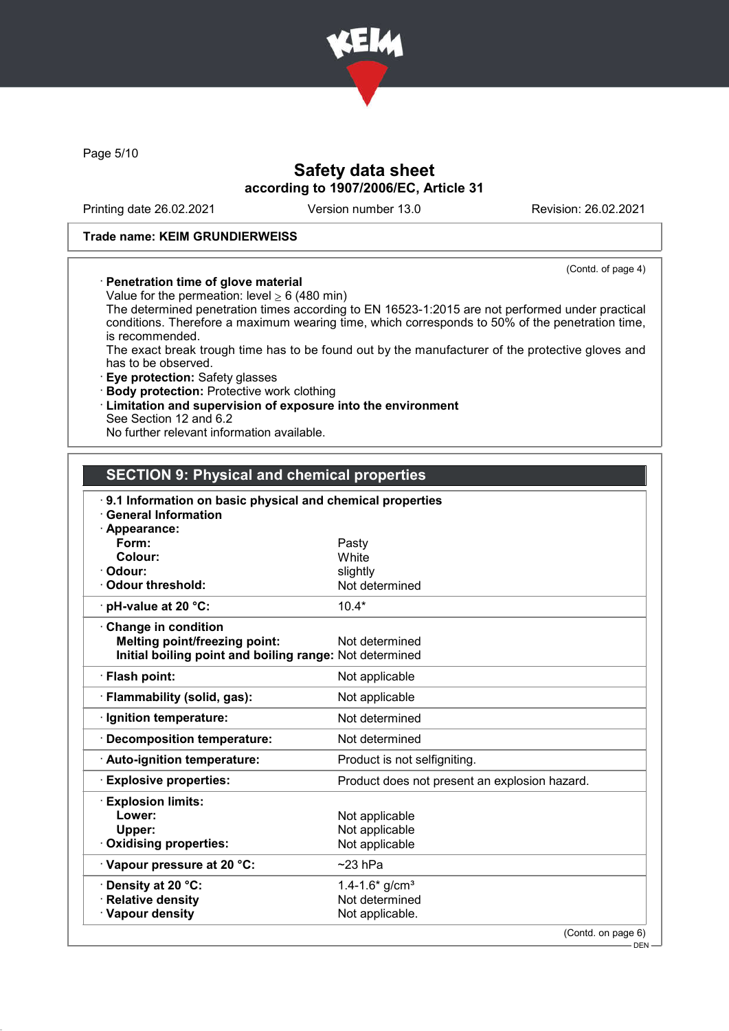Trade name: KEIM GRUNDIERWEISS

(Contd. of page 4)

· **Penetration time of glove material**
Value for the permeation: level ≥ 6 (480 min)
The determined penetration times according to EN 16523-1:2015 are not performed under practical conditions. Therefore a maximum wearing time, which corresponds to 50% of the penetration time, is recommended.
The exact break trough time has to be found out by the manufacturer of the protective gloves and has to be observed.
· **Eye protection:** Safety glasses
· **Body protection:** Protective work clothing
· **Limitation and supervision of exposure into the environment**
See Section 12 and 6.2
No further relevant information available.

## SECTION 9: Physical and chemical properties

· **9.1 Information on basic physical and chemical properties**
· **General Information**

| Property | Value |
|---|---|
| · **Appearance:** | |
| **Form:** | Pasty |
| **Colour:** | White |
| · **Odour:** | slightly |
| · **Odour threshold:** | Not determined |
| · **pH-value at 20 °C:** | 10.4* |
| · **Change in condition** | |
| **Melting point/freezing point:** | Not determined |
| **Initial boiling point and boiling range:** | Not determined |
| · **Flash point:** | Not applicable |
| · **Flammability (solid, gas):** | Not applicable |
| · **Ignition temperature:** | Not determined |
| · **Decomposition temperature:** | Not determined |
| · **Auto-ignition temperature:** | Product is not selfigniting. |
| · **Explosive properties:** | Product does not present an explosion hazard. |
| · **Explosion limits:** | |
| **Lower:** | Not applicable |
| **Upper:** | Not applicable |
| · **Oxidising properties:** | Not applicable |
| · **Vapour pressure at 20 °C:** | ~23 hPa |
| · **Density at 20 °C:** | 1.4-1.6* g/cm³ |
| · **Relative density** | Not determined |
| · **Vapour density** | Not applicable. |

(Contd. on page 6)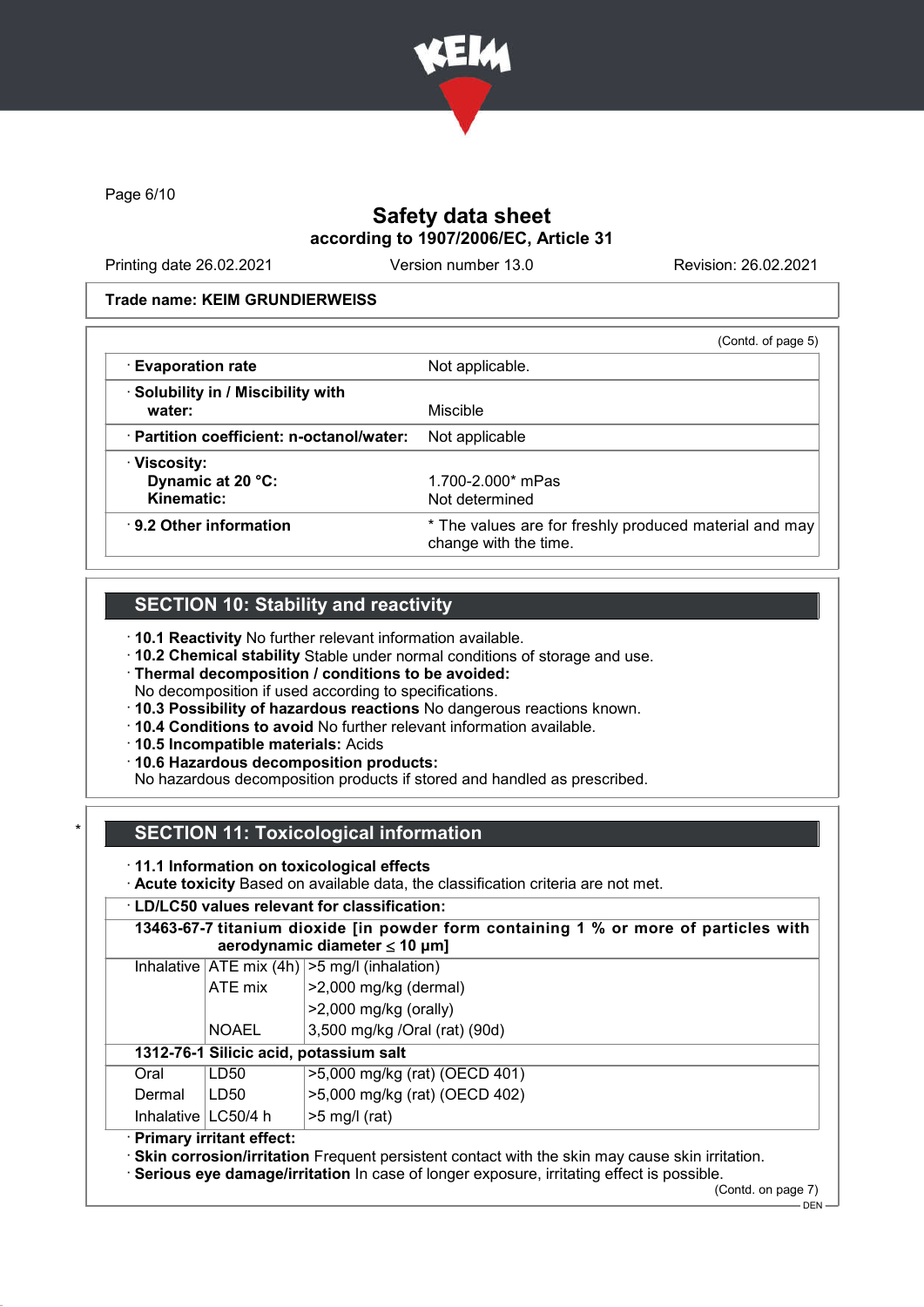Page 6/10

# Safety data sheet
## according to 1907/2006/EC, Article 31

Printing date 26.02.2021 Version number 13.0 Revision: 26.02.2021

**Trade name: KEIM GRUNDIERWEISS**

(Contd. of page 5)

| | |
|---|---|
| · **Evaporation rate** | Not applicable. |
| · **Solubility in / Miscibility with water:** | Miscible |
| · **Partition coefficient: n-octanol/water:** | Not applicable |
| · **Viscosity:** **Dynamic at 20 °C:** **Kinematic:** | 1.700-2.000* mPas Not determined |
| · **9.2 Other information** | * The values are for freshly produced material and may change with the time. |

## SECTION 10: Stability and reactivity

· **10.1 Reactivity** No further relevant information available.
· **10.2 Chemical stability** Stable under normal conditions of storage and use.
· **Thermal decomposition / conditions to be avoided:**
No decomposition if used according to specifications.
· **10.3 Possibility of hazardous reactions** No dangerous reactions known.
· **10.4 Conditions to avoid** No further relevant information available.
· **10.5 Incompatible materials:** Acids
· **10.6 Hazardous decomposition products:**
No hazardous decomposition products if stored and handled as prescribed.

## SECTION 11: Toxicological information

· **11.1 Information on toxicological effects**
· **Acute toxicity** Based on available data, the classification criteria are not met.

· **LD/LC50 values relevant for classification:**

| | | |
|---|---|---|
| **13463-67-7 titanium dioxide [in powder form containing 1 % or more of particles with aerodynamic diameter ≤ 10 μm]** | | |
| Inhalative | ATE mix (4h) | >5 mg/l (inhalation) |
| | ATE mix | >2,000 mg/kg (dermal) |
| | | >2,000 mg/kg (orally) |
| | NOAEL | 3,500 mg/kg /Oral (rat) (90d) |
| **1312-76-1 Silicic acid, potassium salt** | | |
| Oral | LD50 | >5,000 mg/kg (rat) (OECD 401) |
| Dermal | LD50 | >5,000 mg/kg (rat) (OECD 402) |
| Inhalative | LC50/4 h | >5 mg/l (rat) |

· **Primary irritant effect:**
· **Skin corrosion/irritation** Frequent persistent contact with the skin may cause skin irritation.
· **Serious eye damage/irritation** In case of longer exposure, irritating effect is possible.

(Contd. on page 7)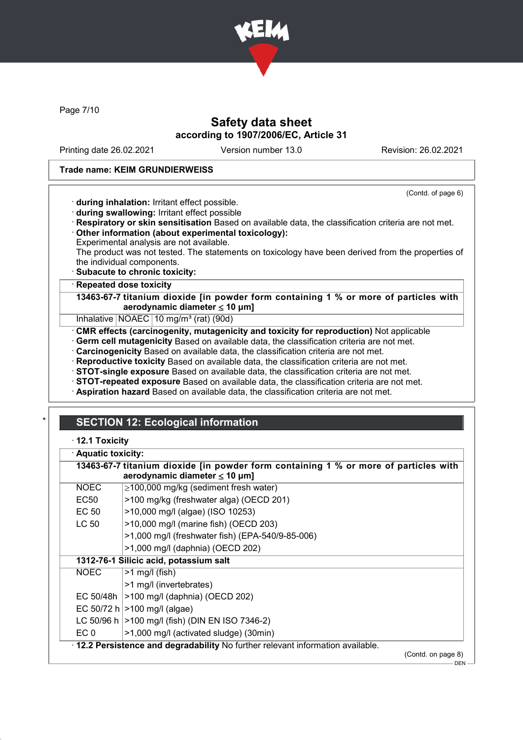# Safety data sheet
## according to 1907/2006/EC, Article 31

Printing date 26.02.2021 | Version number 13.0 | Revision: 26.02.2021

**Trade name: KEIM GRUNDIERWEISS**

(Contd. of page 6)

· **during inhalation:** Irritant effect possible.
· **during swallowing:** Irritant effect possible
· **Respiratory or skin sensitisation** Based on available data, the classification criteria are not met.
· **Other information (about experimental toxicology):**
Experimental analysis are not available.
The product was not tested. The statements on toxicology have been derived from the properties of the individual components.
· **Subacute to chronic toxicity:**

· **Repeated dose toxicity**

| **13463-67-7 titanium dioxide [in powder form containing 1 % or more of particles with aerodynamic diameter ≤ 10 μm]** | | |
|---|---|---|
| Inhalative | NOAEC | 10 mg/m³ (rat) (90d) |

· **CMR effects (carcinogenity, mutagenicity and toxicity for reproduction)** Not applicable
· **Germ cell mutagenicity** Based on available data, the classification criteria are not met.
· **Carcinogenicity** Based on available data, the classification criteria are not met.
· **Reproductive toxicity** Based on available data, the classification criteria are not met.
· **STOT-single exposure** Based on available data, the classification criteria are not met.
· **STOT-repeated exposure** Based on available data, the classification criteria are not met.
· **Aspiration hazard** Based on available data, the classification criteria are not met.

\*

## SECTION 12: Ecological information

· **12.1 Toxicity**

· **Aquatic toxicity:**

| **13463-67-7 titanium dioxide [in powder form containing 1 % or more of particles with aerodynamic diameter ≤ 10 μm]** | |
|---|---|
| NOEC | ≥100,000 mg/kg (sediment fresh water) |
| EC50 | >100 mg/kg (freshwater alga) (OECD 201) |
| EC 50 | >10,000 mg/l (algae) (ISO 10253) |
| LC 50 | >10,000 mg/l (marine fish) (OECD 203) |
| | >1,000 mg/l (freshwater fish) (EPA-540/9-85-006) |
| | >1,000 mg/l (daphnia) (OECD 202) |
| **1312-76-1 Silicic acid, potassium salt** | |
| NOEC | >1 mg/l (fish) |
| | >1 mg/l (invertebrates) |
| EC 50/48h | >100 mg/l (daphnia) (OECD 202) |
| EC 50/72 h | >100 mg/l (algae) |
| LC 50/96 h | >100 mg/l (fish) (DIN EN ISO 7346-2) |
| EC 0 | >1,000 mg/l (activated sludge) (30min) |

· **12.2 Persistence and degradability** No further relevant information available.

(Contd. on page 8)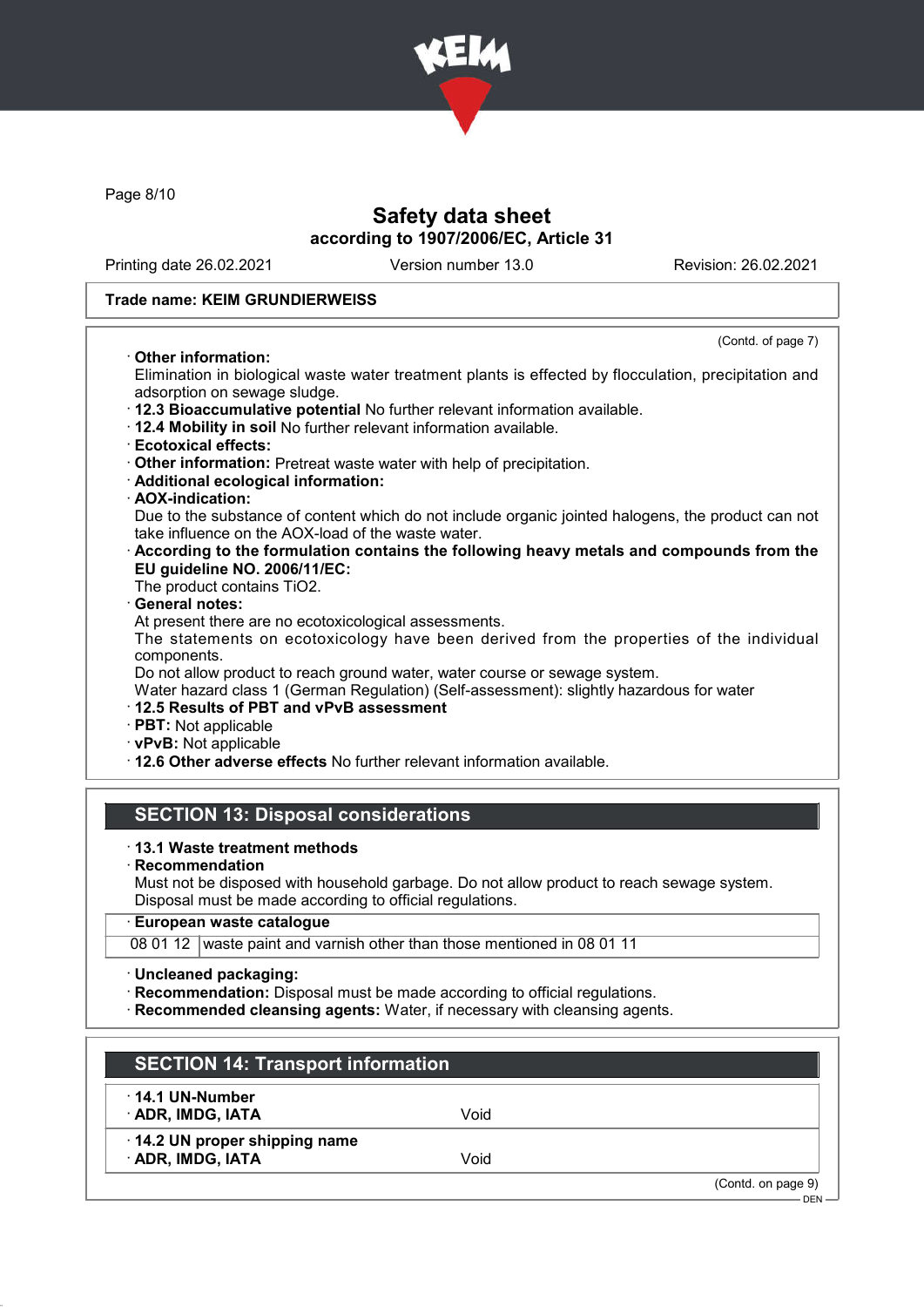**Trade name: KEIM GRUNDIERWEISS**

(Contd. of page 7)

· **Other information:**
Elimination in biological waste water treatment plants is effected by flocculation, precipitation and adsorption on sewage sludge.

· **12.3 Bioaccumulative potential** No further relevant information available.

· **12.4 Mobility in soil** No further relevant information available.

· **Ecotoxical effects:**

· **Other information:** Pretreat waste water with help of precipitation.

· **Additional ecological information:**

· **AOX-indication:**
Due to the substance of content which do not include organic jointed halogens, the product can not take influence on the AOX-load of the waste water.

· **According to the formulation contains the following heavy metals and compounds from the EU guideline NO. 2006/11/EC:**
The product contains $TiO_2$.

· **General notes:**
At present there are no ecotoxicological assessments.
The statements on ecotoxicology have been derived from the properties of the individual components.
Do not allow product to reach ground water, water course or sewage system.
Water hazard class 1 (German Regulation) (Self-assessment): slightly hazardous for water

· **12.5 Results of PBT and vPvB assessment**

· **PBT:** Not applicable

· **vPvB:** Not applicable

· **12.6 Other adverse effects** No further relevant information available.

## SECTION 13: Disposal considerations

· **13.1 Waste treatment methods**

· **Recommendation**
Must not be disposed with household garbage. Do not allow product to reach sewage system.
Disposal must be made according to official regulations.

· **European waste catalogue**

| | |
|---|---|
| 08 01 12 | waste paint and varnish other than those mentioned in 08 01 11 |

· **Uncleaned packaging:**

· **Recommendation:** Disposal must be made according to official regulations.

· **Recommended cleansing agents:** Water, if necessary with cleansing agents.

## SECTION 14: Transport information

| | |
|---|---|
| · **14.1 UN-Number** | |
| · **ADR, IMDG, IATA** | Void |
| · **14.2 UN proper shipping name** | |
| · **ADR, IMDG, IATA** | Void |

(Contd. on page 9)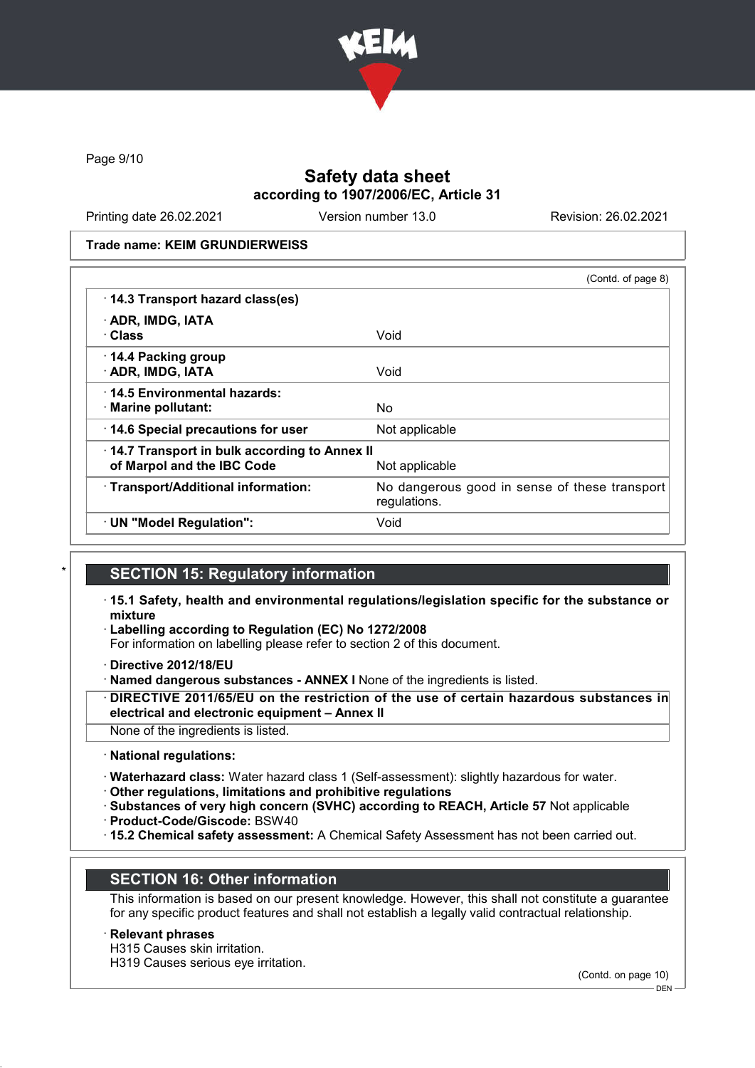Safety data sheet
according to 1907/2006/EC, Article 31

Printing date 26.02.2021 | Version number 13.0 | Revision: 26.02.2021

**Trade name: KEIM GRUNDIERWEISS**

(Contd. of page 8)

| | |
|---|---|
| · **14.3 Transport hazard class(es)** | |
| · **ADR, IMDG, IATA** | |
| · **Class** | Void |
| · **14.4 Packing group** | |
| · **ADR, IMDG, IATA** | Void |
| · **14.5 Environmental hazards:** | |
| · **Marine pollutant:** | No |
| · **14.6 Special precautions for user** | Not applicable |
| · **14.7 Transport in bulk according to Annex II of Marpol and the IBC Code** | Not applicable |
| · **Transport/Additional information:** | No dangerous good in sense of these transport regulations. |
| · **UN "Model Regulation":** | Void |

## SECTION 15: Regulatory information

· **15.1 Safety, health and environmental regulations/legislation specific for the substance or mixture**

· **Labelling according to Regulation (EC) No 1272/2008**
For information on labelling please refer to section 2 of this document.

· **Directive 2012/18/EU**

· **Named dangerous substances - ANNEX I** None of the ingredients is listed.

· **DIRECTIVE 2011/65/EU on the restriction of the use of certain hazardous substances in electrical and electronic equipment – Annex II**
None of the ingredients is listed.

· **National regulations:**

· **Waterhazard class:** Water hazard class 1 (Self-assessment): slightly hazardous for water.

· **Other regulations, limitations and prohibitive regulations**

· **Substances of very high concern (SVHC) according to REACH, Article 57** Not applicable

· **Product-Code/Giscode:** BSW40

· **15.2 Chemical safety assessment:** A Chemical Safety Assessment has not been carried out.

## SECTION 16: Other information

This information is based on our present knowledge. However, this shall not constitute a guarantee for any specific product features and shall not establish a legally valid contractual relationship.

· **Relevant phrases**
H315 Causes skin irritation.
H319 Causes serious eye irritation.

(Contd. on page 10)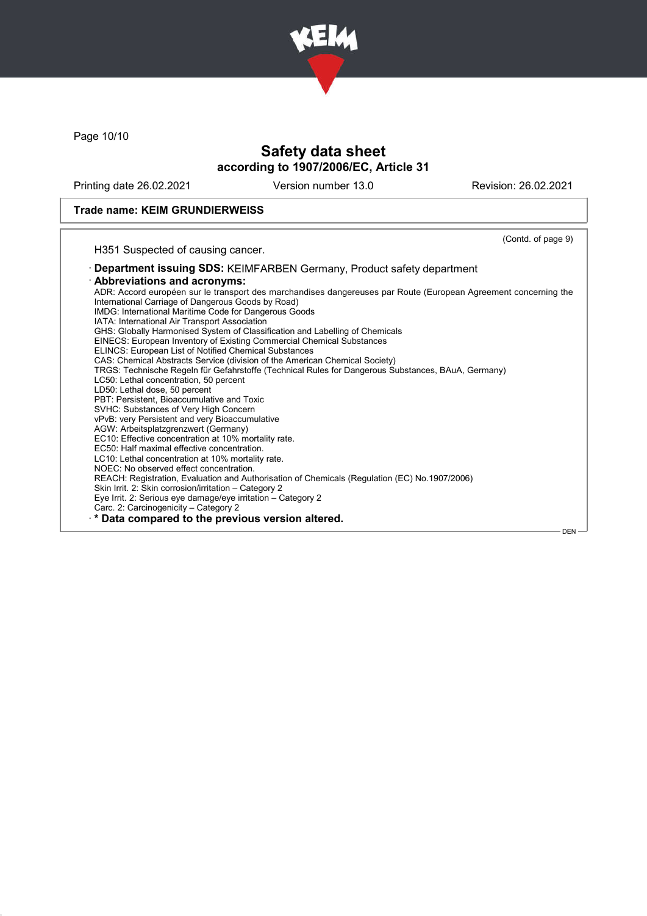**Trade name: KEIM GRUNDIERWEISS**

(Contd. of page 9)

H351 Suspected of causing cancer.

· **Department issuing SDS:** KEIMFARBEN Germany, Product safety department

· **Abbreviations and acronyms:**

ADR: Accord européen sur le transport des marchandises dangereuses par Route (European Agreement concerning the International Carriage of Dangerous Goods by Road)
IMDG: International Maritime Code for Dangerous Goods
IATA: International Air Transport Association
GHS: Globally Harmonised System of Classification and Labelling of Chemicals
EINECS: European Inventory of Existing Commercial Chemical Substances
ELINCS: European List of Notified Chemical Substances
CAS: Chemical Abstracts Service (division of the American Chemical Society)
TRGS: Technische Regeln für Gefahrstoffe (Technical Rules for Dangerous Substances, BAuA, Germany)
LC50: Lethal concentration, 50 percent
LD50: Lethal dose, 50 percent
PBT: Persistent, Bioaccumulative and Toxic
SVHC: Substances of Very High Concern
vPvB: very Persistent and very Bioaccumulative
AGW: Arbeitsplatzgrenzwert (Germany)
EC10: Effective concentration at 10% mortality rate.
EC50: Half maximal effective concentration.
LC10: Lethal concentration at 10% mortality rate.
NOEC: No observed effect concentration.
REACH: Registration, Evaluation and Authorisation of Chemicals (Regulation (EC) No.1907/2006)
Skin Irrit. 2: Skin corrosion/irritation – Category 2
Eye Irrit. 2: Serious eye damage/eye irritation – Category 2
Carc. 2: Carcinogenicity – Category 2

· **\* Data compared to the previous version altered.**